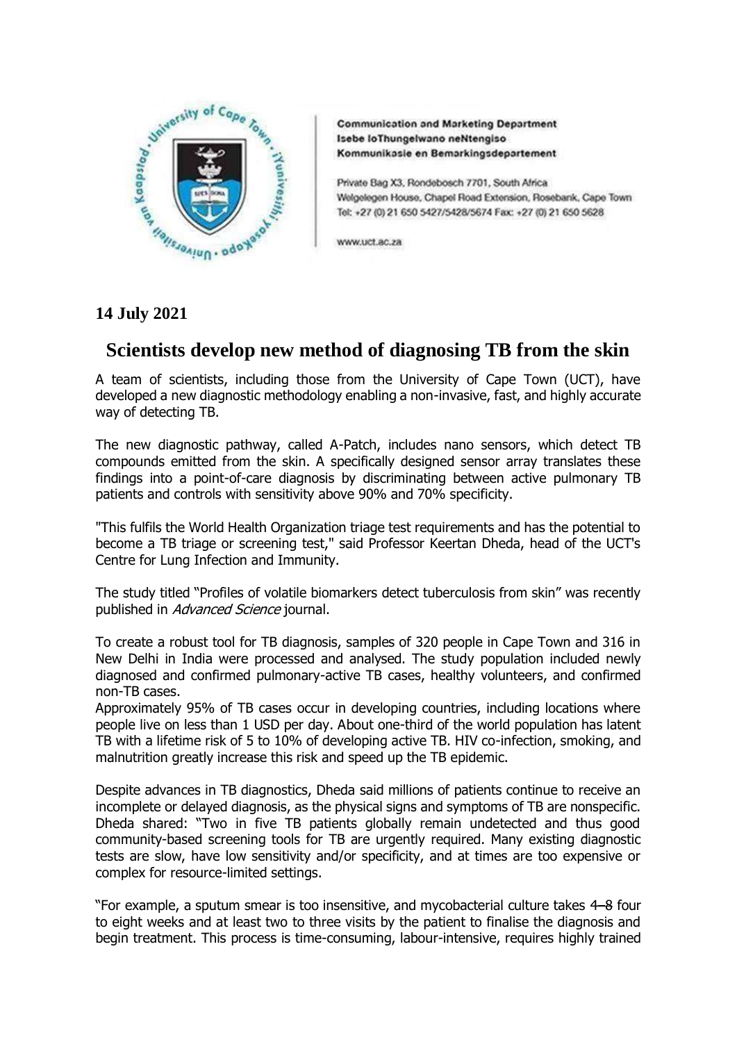**Communication and Marketing Department**
**Isebe loThungelwano neNtengiso**
**Kommunikasie en Bemarkingsdepartement**

Private Bag X3, Rondebosch 7701, South Africa
Welgelegen House, Chapel Road Extension, Rosebank, Cape Town
Tel: +27 (0) 21 650 5427/5428/5674 Fax: +27 (0) 21 650 5628

www.uct.ac.za

**14 July 2021**

# Scientists develop new method of diagnosing TB from the skin

A team of scientists, including those from the University of Cape Town (UCT), have developed a new diagnostic methodology enabling a non-invasive, fast, and highly accurate way of detecting TB.

The new diagnostic pathway, called A-Patch, includes nano sensors, which detect TB compounds emitted from the skin. A specifically designed sensor array translates these findings into a point-of-care diagnosis by discriminating between active pulmonary TB patients and controls with sensitivity above 90% and 70% specificity.

"This fulfils the World Health Organization triage test requirements and has the potential to become a TB triage or screening test," said Professor Keertan Dheda, head of the UCT's Centre for Lung Infection and Immunity.

The study titled "Profiles of volatile biomarkers detect tuberculosis from skin" was recently published in *Advanced Science* journal.

To create a robust tool for TB diagnosis, samples of 320 people in Cape Town and 316 in New Delhi in India were processed and analysed. The study population included newly diagnosed and confirmed pulmonary-active TB cases, healthy volunteers, and confirmed non-TB cases.
Approximately 95% of TB cases occur in developing countries, including locations where people live on less than 1 USD per day. About one-third of the world population has latent TB with a lifetime risk of 5 to 10% of developing active TB. HIV co-infection, smoking, and malnutrition greatly increase this risk and speed up the TB epidemic.

Despite advances in TB diagnostics, Dheda said millions of patients continue to receive an incomplete or delayed diagnosis, as the physical signs and symptoms of TB are nonspecific. Dheda shared: "Two in five TB patients globally remain undetected and thus good community-based screening tools for TB are urgently required. Many existing diagnostic tests are slow, have low sensitivity and/or specificity, and at times are too expensive or complex for resource-limited settings.

"For example, a sputum smear is too insensitive, and mycobacterial culture takes ~~4–8~~ four to eight weeks and at least two to three visits by the patient to finalise the diagnosis and begin treatment. This process is time-consuming, labour-intensive, requires highly trained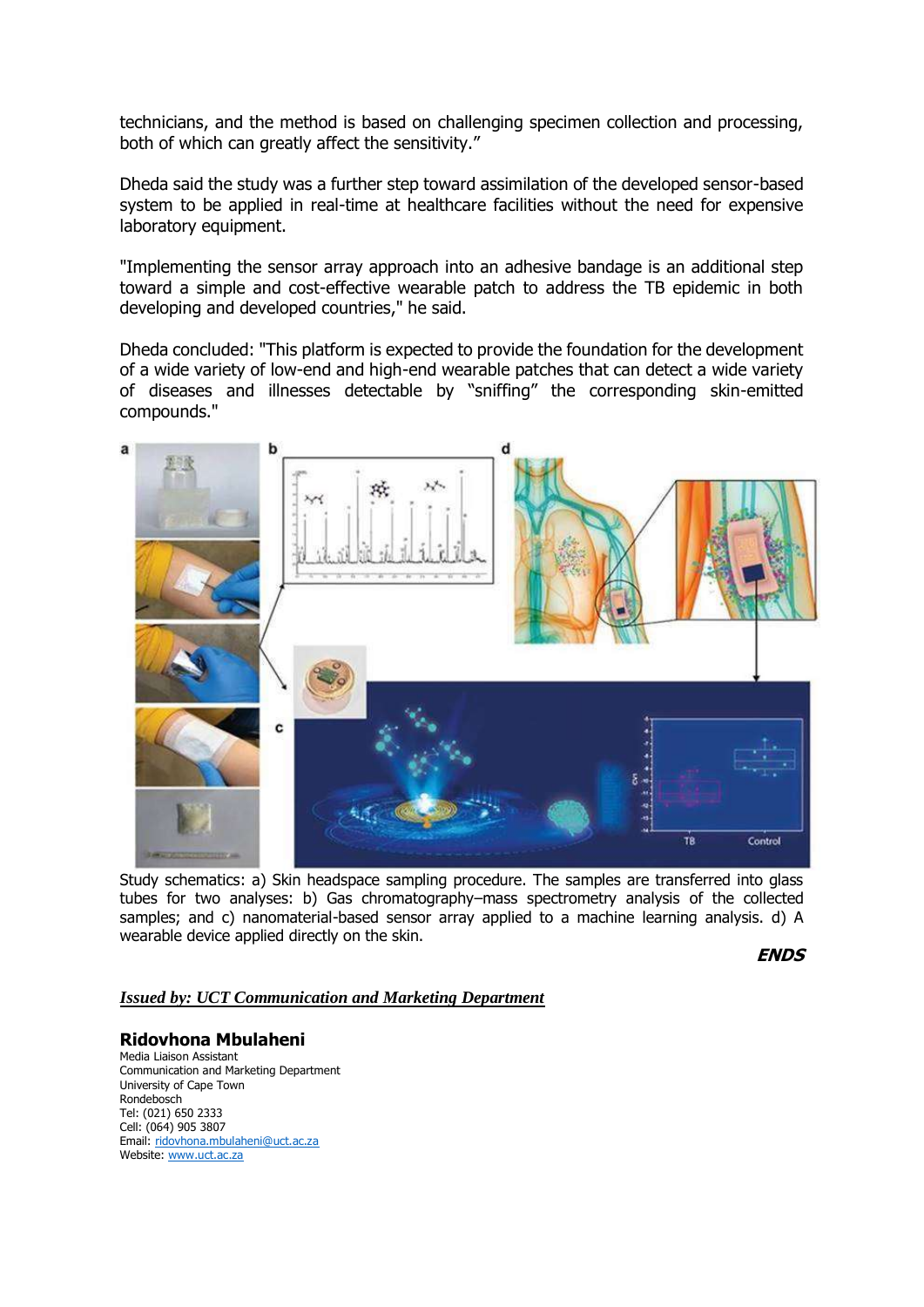technicians, and the method is based on challenging specimen collection and processing, both of which can greatly affect the sensitivity."

Dheda said the study was a further step toward assimilation of the developed sensor-based system to be applied in real-time at healthcare facilities without the need for expensive laboratory equipment.

"Implementing the sensor array approach into an adhesive bandage is an additional step toward a simple and cost-effective wearable patch to address the TB epidemic in both developing and developed countries," he said.

Dheda concluded: "This platform is expected to provide the foundation for the development of a wide variety of low-end and high-end wearable patches that can detect a wide variety of diseases and illnesses detectable by "sniffing" the corresponding skin-emitted compounds."

a
b
c
d
TB
Control

Study schematics: a) Skin headspace sampling procedure. The samples are transferred into glass tubes for two analyses: b) Gas chromatography–mass spectrometry analysis of the collected samples; and c) nanomaterial-based sensor array applied to a machine learning analysis. d) A wearable device applied directly on the skin.

***ENDS***

***Issued by: UCT Communication and Marketing Department***

**Ridovhona Mbulaheni**
Media Liaison Assistant
Communication and Marketing Department
University of Cape Town
Rondebosch
Tel: (021) 650 2333
Cell: (064) 905 3807
Email: ridovhona.mbulaheni@uct.ac.za
Website: www.uct.ac.za